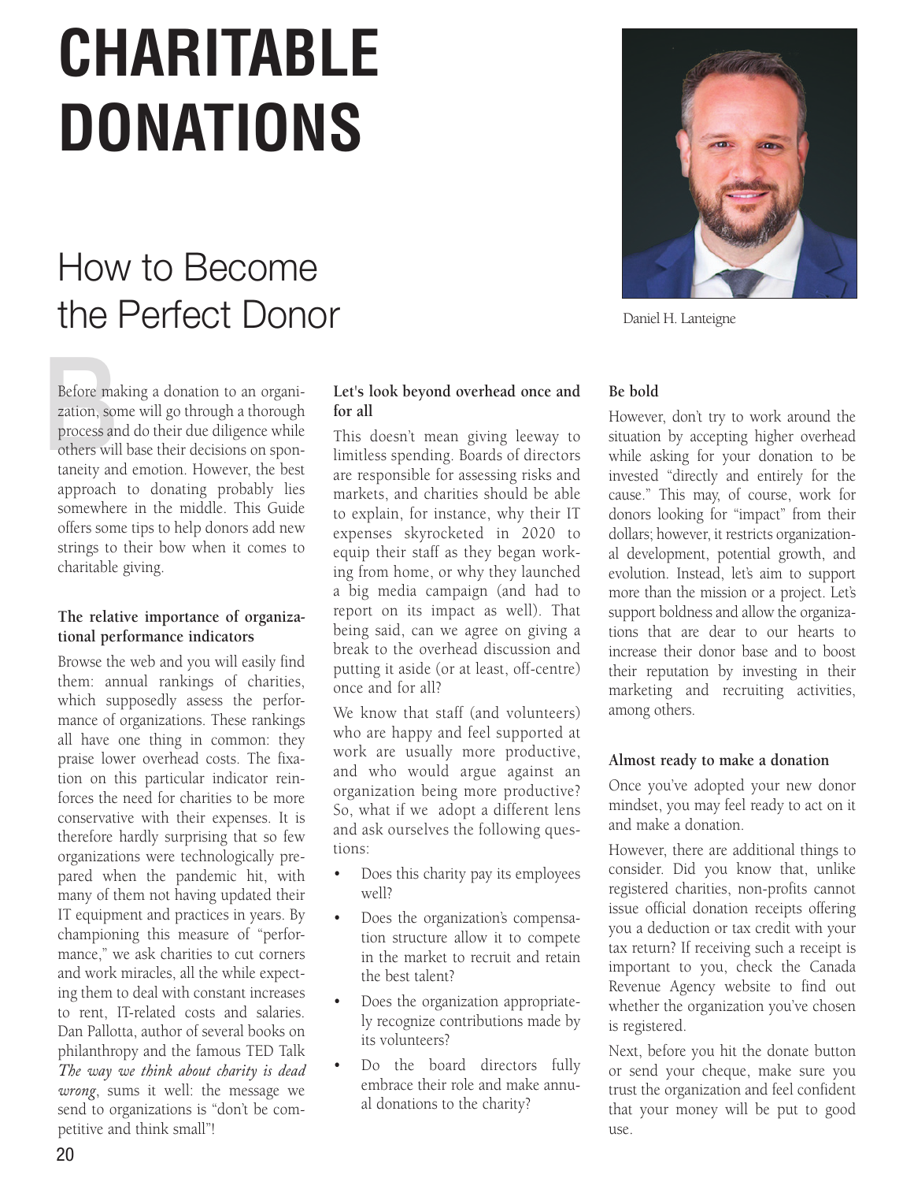# CHARITABLE DONATIONS

## How to Become the Perfect Donor

Daniel H. Lanteigne

Before making a donation to an organization, some will go through a thorough process and do their due diligence while others will base their decisions on spontaneity and emotion. However, the best approach to donating probably lies somewhere in the middle. This Guide offers some tips to help donors add new strings to their bow when it comes to charitable giving.

### The relative importance of organizational performance indicators

Browse the web and you will easily find them: annual rankings of charities, which supposedly assess the performance of organizations. These rankings all have one thing in common: they praise lower overhead costs. The fixation on this particular indicator reinforces the need for charities to be more conservative with their expenses. It is therefore hardly surprising that so few organizations were technologically prepared when the pandemic hit, with many of them not having updated their IT equipment and practices in years. By championing this measure of "performance," we ask charities to cut corners and work miracles, all the while expecting them to deal with constant increases to rent, IT-related costs and salaries. Dan Pallotta, author of several books on philanthropy and the famous TED Talk *The way we think about charity is dead wrong*, sums it well: the message we send to organizations is "don't be competitive and think small"!

### Let's look beyond overhead once and for all

This doesn't mean giving leeway to limitless spending. Boards of directors are responsible for assessing risks and markets, and charities should be able to explain, for instance, why their IT expenses skyrocketed in 2020 to equip their staff as they began working from home, or why they launched a big media campaign (and had to report on its impact as well). That being said, can we agree on giving a break to the overhead discussion and putting it aside (or at least, off-centre) once and for all?

We know that staff (and volunteers) who are happy and feel supported at work are usually more productive, and who would argue against an organization being more productive? So, what if we adopt a different lens and ask ourselves the following questions:

- Does this charity pay its employees well?
- Does the organization's compensation structure allow it to compete in the market to recruit and retain the best talent?
- Does the organization appropriately recognize contributions made by its volunteers?
- Do the board directors fully embrace their role and make annual donations to the charity?

### Be bold

However, don't try to work around the situation by accepting higher overhead while asking for your donation to be invested "directly and entirely for the cause." This may, of course, work for donors looking for "impact" from their dollars; however, it restricts organizational development, potential growth, and evolution. Instead, let's aim to support more than the mission or a project. Let's support boldness and allow the organizations that are dear to our hearts to increase their donor base and to boost their reputation by investing in their marketing and recruiting activities, among others.

### Almost ready to make a donation

Once you've adopted your new donor mindset, you may feel ready to act on it and make a donation.

However, there are additional things to consider. Did you know that, unlike registered charities, non-profits cannot issue official donation receipts offering you a deduction or tax credit with your tax return? If receiving such a receipt is important to you, check the Canada Revenue Agency website to find out whether the organization you've chosen is registered.

Next, before you hit the donate button or send your cheque, make sure you trust the organization and feel confident that your money will be put to good use.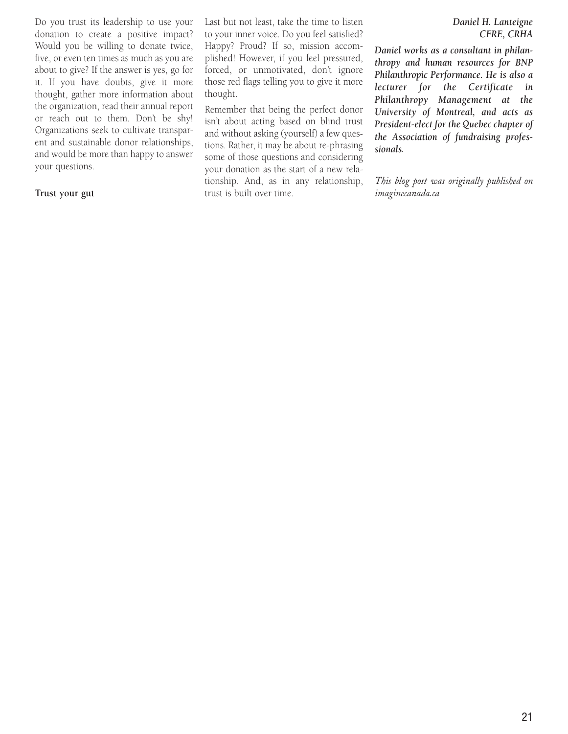Do you trust its leadership to use your donation to create a positive impact? Would you be willing to donate twice, five, or even ten times as much as you are about to give? If the answer is yes, go for it. If you have doubts, give it more thought, gather more information about the organization, read their annual report or reach out to them. Don't be shy! Organizations seek to cultivate transparent and sustainable donor relationships, and would be more than happy to answer your questions.

**Trust your gut**

Last but not least, take the time to listen to your inner voice. Do you feel satisfied? Happy? Proud? If so, mission accomplished! However, if you feel pressured, forced, or unmotivated, don't ignore those red flags telling you to give it more thought.

Remember that being the perfect donor isn't about acting based on blind trust and without asking (yourself) a few questions. Rather, it may be about re-phrasing some of those questions and considering your donation as the start of a new relationship. And, as in any relationship, trust is built over time.

***Daniel H. Lanteigne***
***CFRE, CRHA***

***Daniel works as a consultant in philanthropy and human resources for BNP Philanthropic Performance. He is also a lecturer for the Certificate in Philanthropy Management at the University of Montreal, and acts as President-elect for the Quebec chapter of the Association of fundraising professionals.***

*This blog post was originally published on imaginecanada.ca*